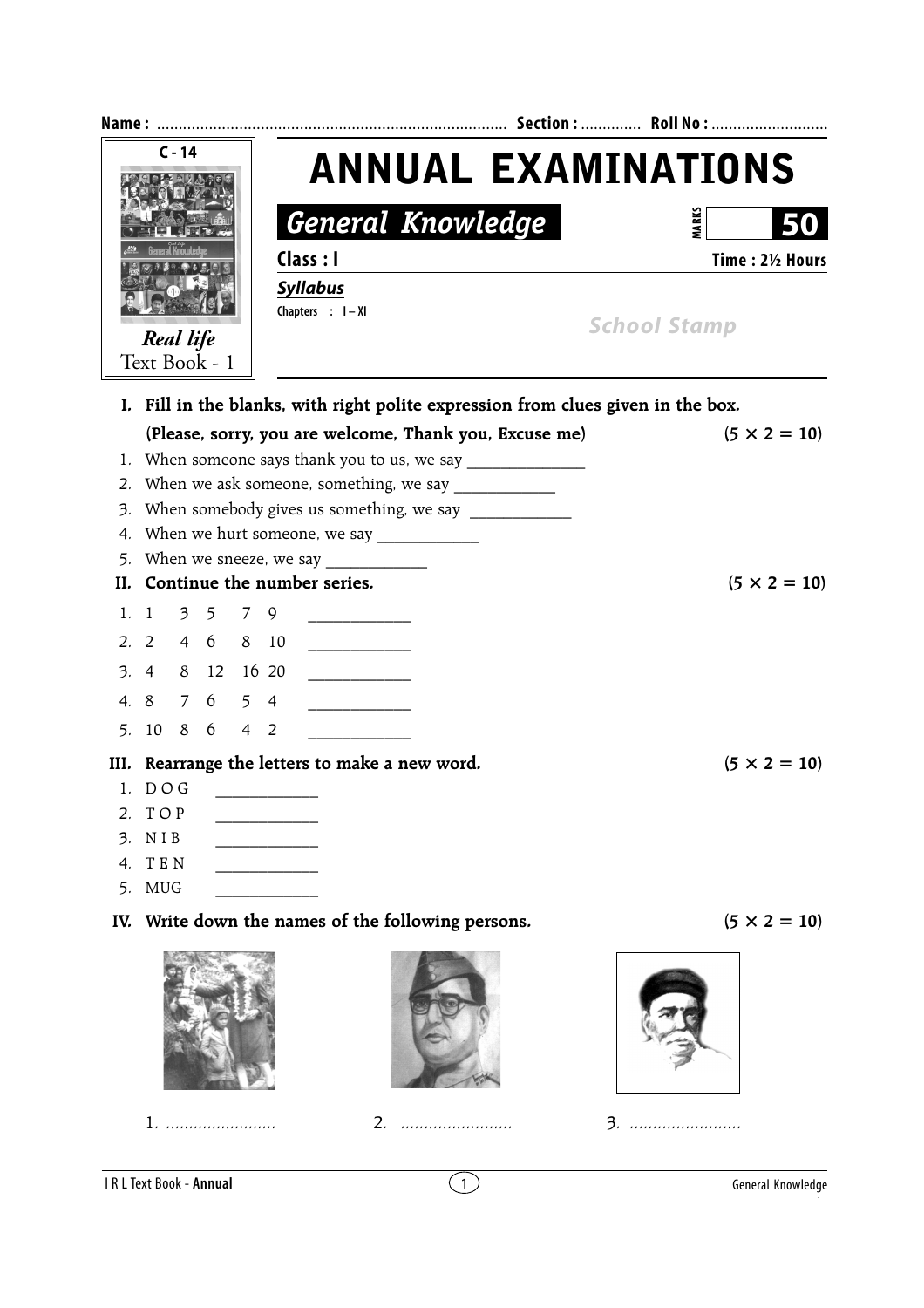Name : ................................................................................ Section : ............. Roll No : ...........................

C - 14

*Real life*
Text Book - 1

# ANNUAL EXAMINATIONS

## *General Knowledge*

MARKS **50**

**Class : I** **Time : 2½ Hours**

***Syllabus***

Chapters : I – XI

School Stamp

**I. Fill in the blanks, with right polite expression from clues given in the box.**
**(Please, sorry, you are welcome, Thank you, Excuse me)** **(5 × 2 = 10)**

1. When someone says thank you to us, we say ______________
2. When we ask someone, something, we say ____________
3. When somebody gives us something, we say ____________
4. When we hurt someone, we say ____________
5. When we sneeze, we say ____________

**II. Continue the number series.** **(5 × 2 = 10)**

1. 1 3 5 7 9 ____________
2. 2 4 6 8 10 ____________
3. 4 8 12 16 20 ____________
4. 8 7 6 5 4 ____________
5. 10 8 6 4 2 ____________

**III. Rearrange the letters to make a new word.** **(5 × 2 = 10)**

1. D O G ____________
2. T O P ____________
3. N I B ____________
4. T E N ____________
5. MUG ____________

**IV. Write down the names of the following persons.** **(5 × 2 = 10)**

1. ........................ 2. ........................ 3. ........................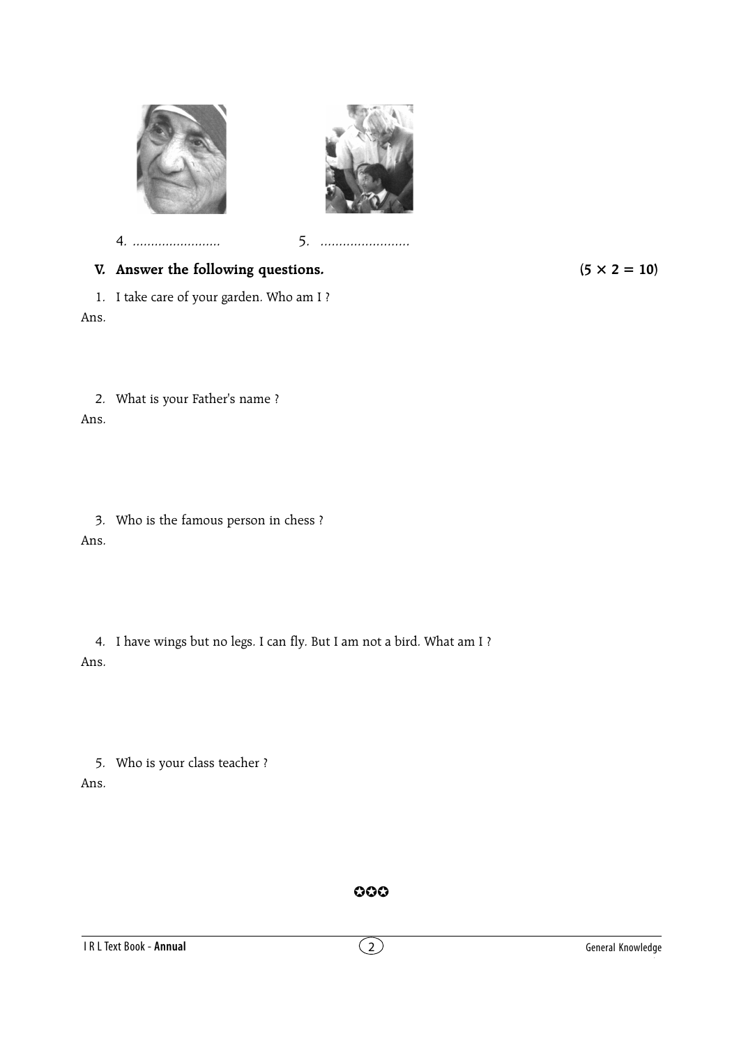4. ........................  5. ........................

**V. Answer the following questions.** **(5 × 2 = 10)**

1. I take care of your garden. Who am I ?

Ans.

2. What is your Father's name ?

Ans.

3. Who is the famous person in chess ?

Ans.

4. I have wings but no legs. I can fly. But I am not a bird. What am I ?

Ans.

5. Who is your class teacher ?

Ans.

✪✪✪